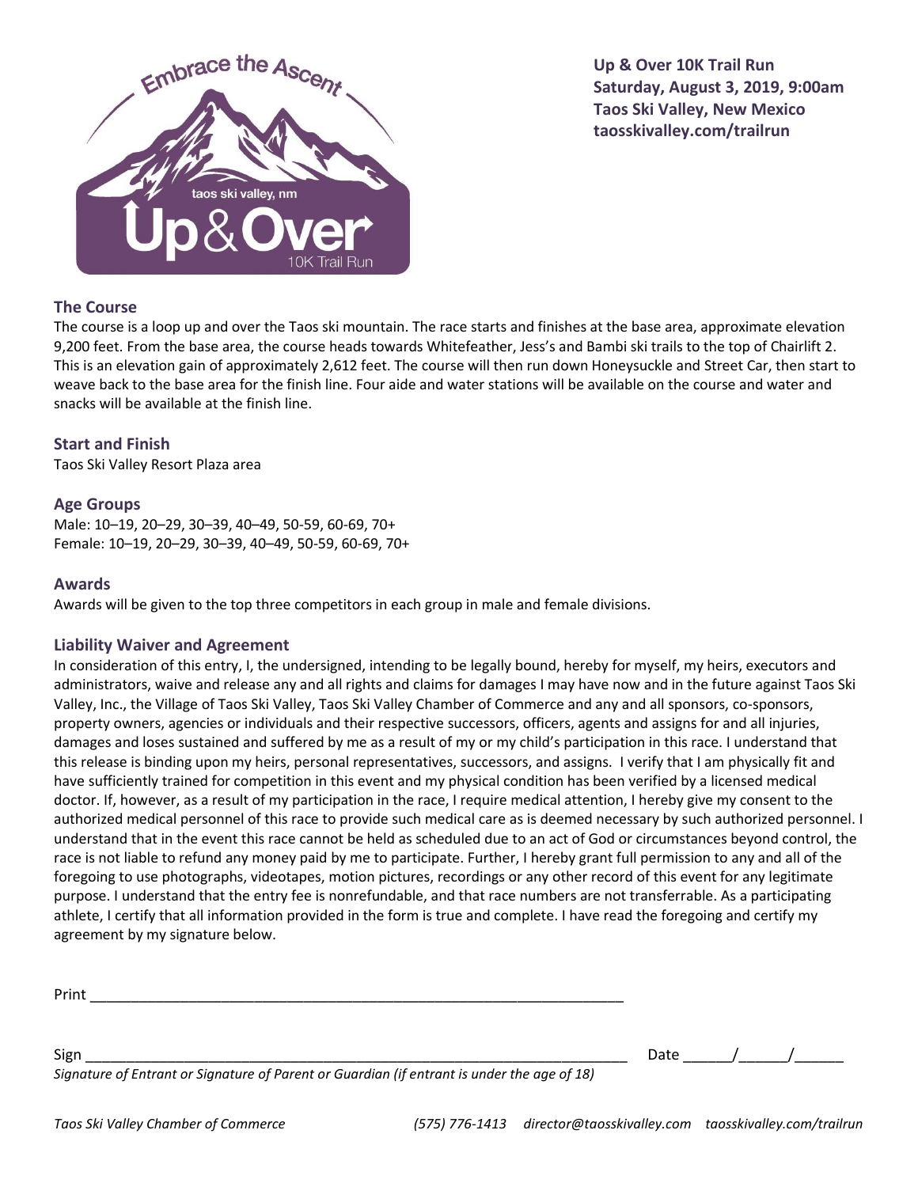**Up & Over 10K Trail Run**
**Saturday, August 3, 2019, 9:00am**
**Taos Ski Valley, New Mexico**
**taosskivalley.com/trailrun**

## The Course

The course is a loop up and over the Taos ski mountain. The race starts and finishes at the base area, approximate elevation 9,200 feet. From the base area, the course heads towards Whitefeather, Jess's and Bambi ski trails to the top of Chairlift 2. This is an elevation gain of approximately 2,612 feet. The course will then run down Honeysuckle and Street Car, then start to weave back to the base area for the finish line. Four aide and water stations will be available on the course and water and snacks will be available at the finish line.

## Start and Finish

Taos Ski Valley Resort Plaza area

## Age Groups

Male: 10–19, 20–29, 30–39, 40–49, 50-59, 60-69, 70+
Female: 10–19, 20–29, 30–39, 40–49, 50-59, 60-69, 70+

## Awards

Awards will be given to the top three competitors in each group in male and female divisions.

## Liability Waiver and Agreement

In consideration of this entry, I, the undersigned, intending to be legally bound, hereby for myself, my heirs, executors and administrators, waive and release any and all rights and claims for damages I may have now and in the future against Taos Ski Valley, Inc., the Village of Taos Ski Valley, Taos Ski Valley Chamber of Commerce and any and all sponsors, co-sponsors, property owners, agencies or individuals and their respective successors, officers, agents and assigns for and all injuries, damages and loses sustained and suffered by me as a result of my or my child's participation in this race. I understand that this release is binding upon my heirs, personal representatives, successors, and assigns. I verify that I am physically fit and have sufficiently trained for competition in this event and my physical condition has been verified by a licensed medical doctor. If, however, as a result of my participation in the race, I require medical attention, I hereby give my consent to the authorized medical personnel of this race to provide such medical care as is deemed necessary by such authorized personnel. I understand that in the event this race cannot be held as scheduled due to an act of God or circumstances beyond control, the race is not liable to refund any money paid by me to participate. Further, I hereby grant full permission to any and all of the foregoing to use photographs, videotapes, motion pictures, recordings or any other record of this event for any legitimate purpose. I understand that the entry fee is nonrefundable, and that race numbers are not transferrable. As a participating athlete, I certify that all information provided in the form is true and complete. I have read the foregoing and certify my agreement by my signature below.

Print ____________________________________________________________________

Sign ______________________________________________________________________ Date ______/______/______

*Signature of Entrant or Signature of Parent or Guardian (if entrant is under the age of 18)*

*Taos Ski Valley Chamber of Commerce* *(575) 776-1413* *director@taosskivalley.com* *taosskivalley.com/trailrun*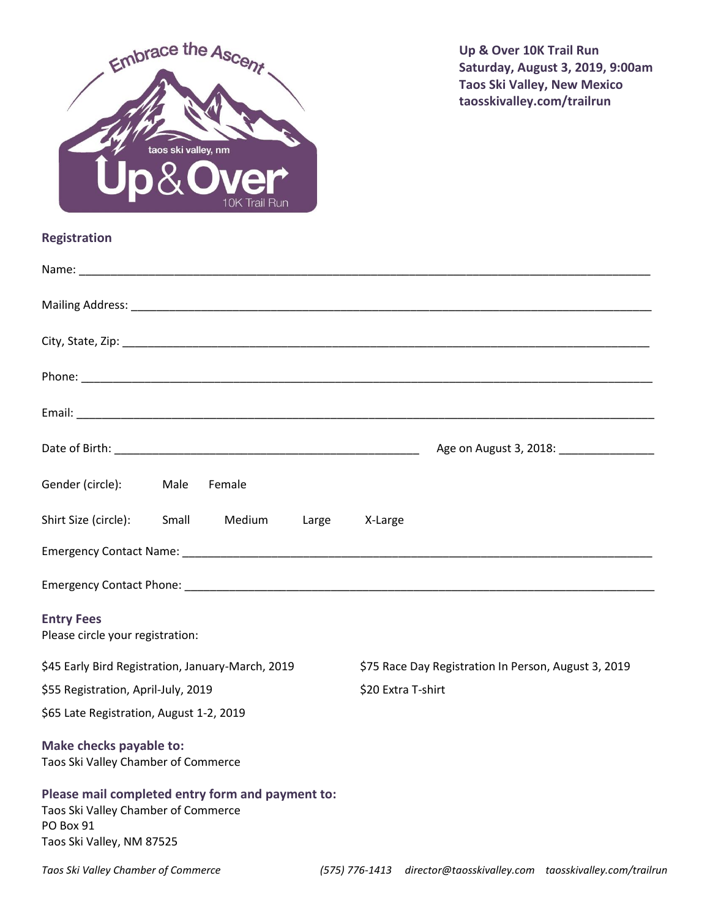Embrace the Ascent

taos ski valley, nm

Up & Over

10K Trail Run

**Up & Over 10K Trail Run**
**Saturday, August 3, 2019, 9:00am**
**Taos Ski Valley, New Mexico**
**taosskivalley.com/trailrun**

## Registration

Name: ______________________________________________

Mailing Address: ______________________________________________

City, State, Zip: ______________________________________________

Phone: ______________________________________________

Email: ______________________________________________

Date of Birth: ______________________________ Age on August 3, 2018: ______________

Gender (circle): Male Female

Shirt Size (circle): Small Medium Large X-Large

Emergency Contact Name: ______________________________________________

Emergency Contact Phone: ______________________________________________

## Entry Fees

Please circle your registration:

$45 Early Bird Registration, January-March, 2019

$55 Registration, April-July, 2019

$65 Late Registration, August 1-2, 2019

$75 Race Day Registration In Person, August 3, 2019

$20 Extra T-shirt

## Make checks payable to:

Taos Ski Valley Chamber of Commerce

## Please mail completed entry form and payment to:

Taos Ski Valley Chamber of Commerce
PO Box 91
Taos Ski Valley, NM 87525

*Taos Ski Valley Chamber of Commerce* *(575) 776-1413 director@taosskivalley.com taosskivalley.com/trailrun*